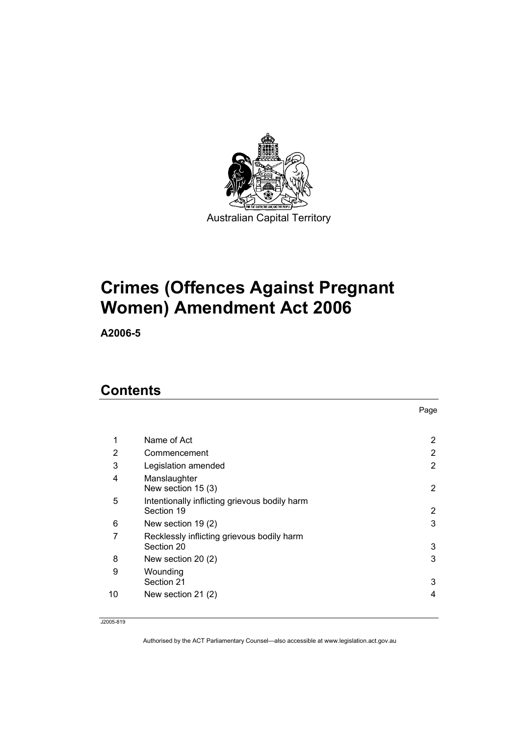Australian Capital Territory

# Crimes (Offences Against Pregnant Women) Amendment Act 2006

**A2006-5**

## Contents

| | | Page |
|---|---|---|
| 1 | Name of Act | 2 |
| 2 | Commencement | 2 |
| 3 | Legislation amended | 2 |
| 4 | Manslaughter<br>New section 15 (3) | 2 |
| 5 | Intentionally inflicting grievous bodily harm<br>Section 19 | 2 |
| 6 | New section 19 (2) | 3 |
| 7 | Recklessly inflicting grievous bodily harm<br>Section 20 | 3 |
| 8 | New section 20 (2) | 3 |
| 9 | Wounding<br>Section 21 | 3 |
| 10 | New section 21 (2) | 4 |

J2005-819

Authorised by the ACT Parliamentary Counsel—also accessible at www.legislation.act.gov.au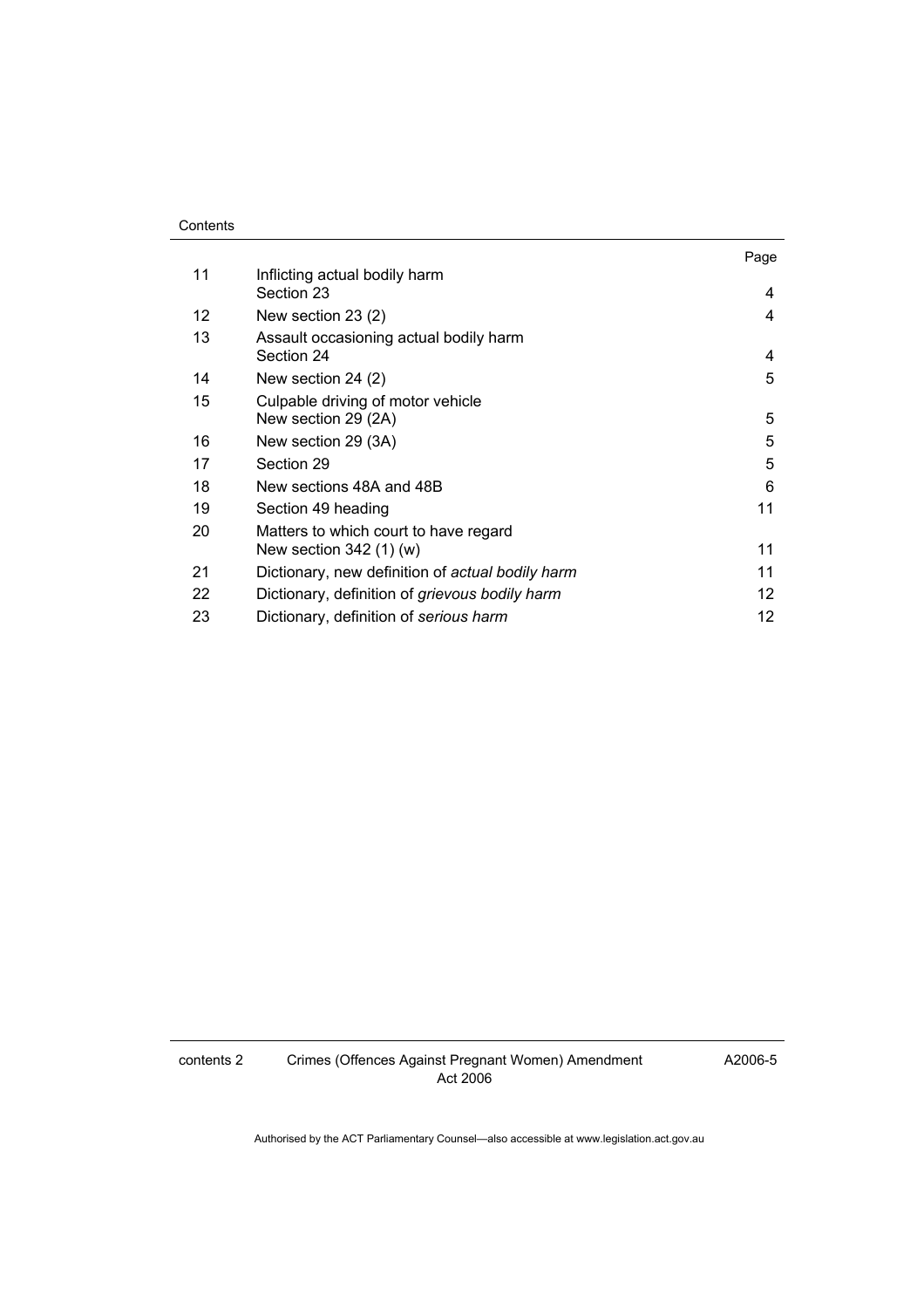Contents

| | | Page |
|---|---|---|
| 11 | Inflicting actual bodily harm<br>Section 23 | 4 |
| 12 | New section 23 (2) | 4 |
| 13 | Assault occasioning actual bodily harm<br>Section 24 | 4 |
| 14 | New section 24 (2) | 5 |
| 15 | Culpable driving of motor vehicle<br>New section 29 (2A) | 5 |
| 16 | New section 29 (3A) | 5 |
| 17 | Section 29 | 5 |
| 18 | New sections 48A and 48B | 6 |
| 19 | Section 49 heading | 11 |
| 20 | Matters to which court to have regard<br>New section 342 (1) (w) | 11 |
| 21 | Dictionary, new definition of *actual bodily harm* | 11 |
| 22 | Dictionary, definition of *grievous bodily harm* | 12 |
| 23 | Dictionary, definition of *serious harm* | 12 |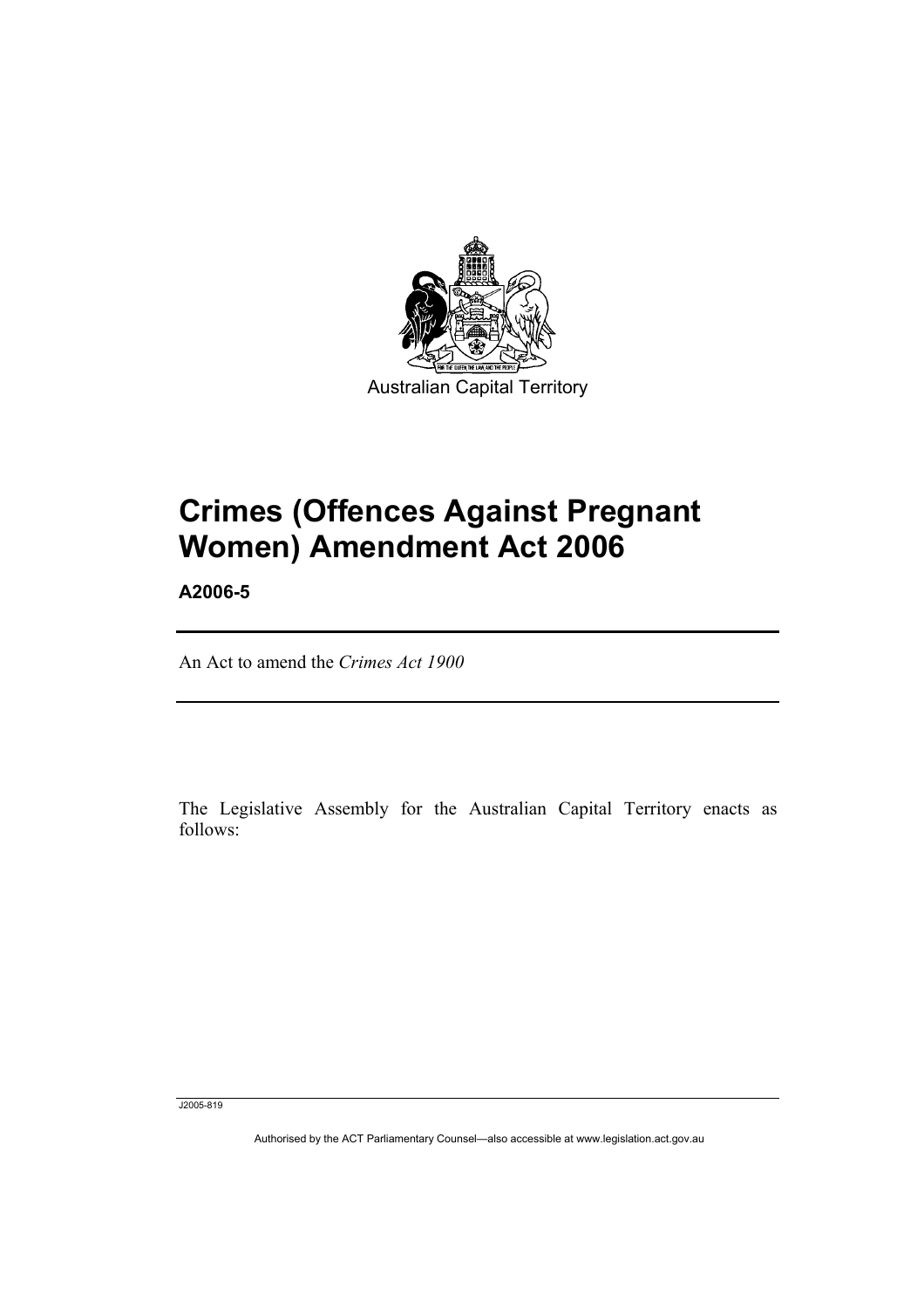Australian Capital Territory

# Crimes (Offences Against Pregnant Women) Amendment Act 2006

**A2006-5**

An Act to amend the *Crimes Act 1900*

The Legislative Assembly for the Australian Capital Territory enacts as follows:

J2005-819

Authorised by the ACT Parliamentary Counsel—also accessible at www.legislation.act.gov.au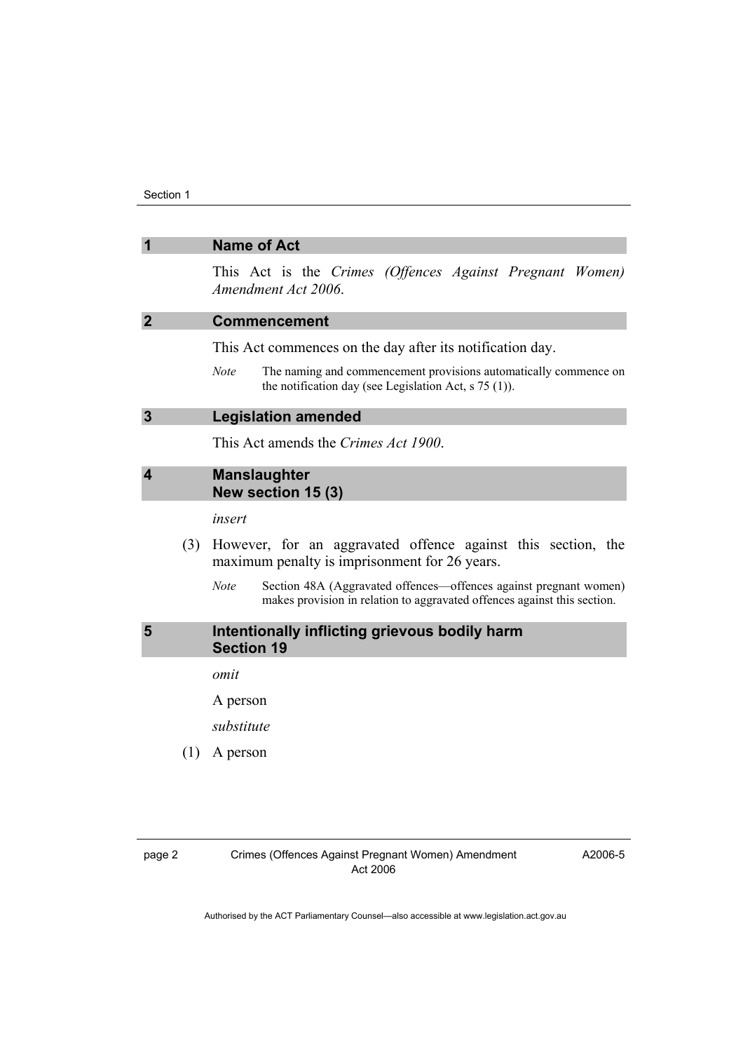## 1 Name of Act

This Act is the *Crimes (Offences Against Pregnant Women) Amendment Act 2006*.

## 2 Commencement

This Act commences on the day after its notification day.

*Note* The naming and commencement provisions automatically commence on the notification day (see Legislation Act, s 75 (1)).

## 3 Legislation amended

This Act amends the *Crimes Act 1900*.

## 4 Manslaughter New section 15 (3)

*insert*

(3) However, for an aggravated offence against this section, the maximum penalty is imprisonment for 26 years.

*Note* Section 48A (Aggravated offences—offences against pregnant women) makes provision in relation to aggravated offences against this section.

## 5 Intentionally inflicting grievous bodily harm Section 19

*omit*

A person

*substitute*

(1) A person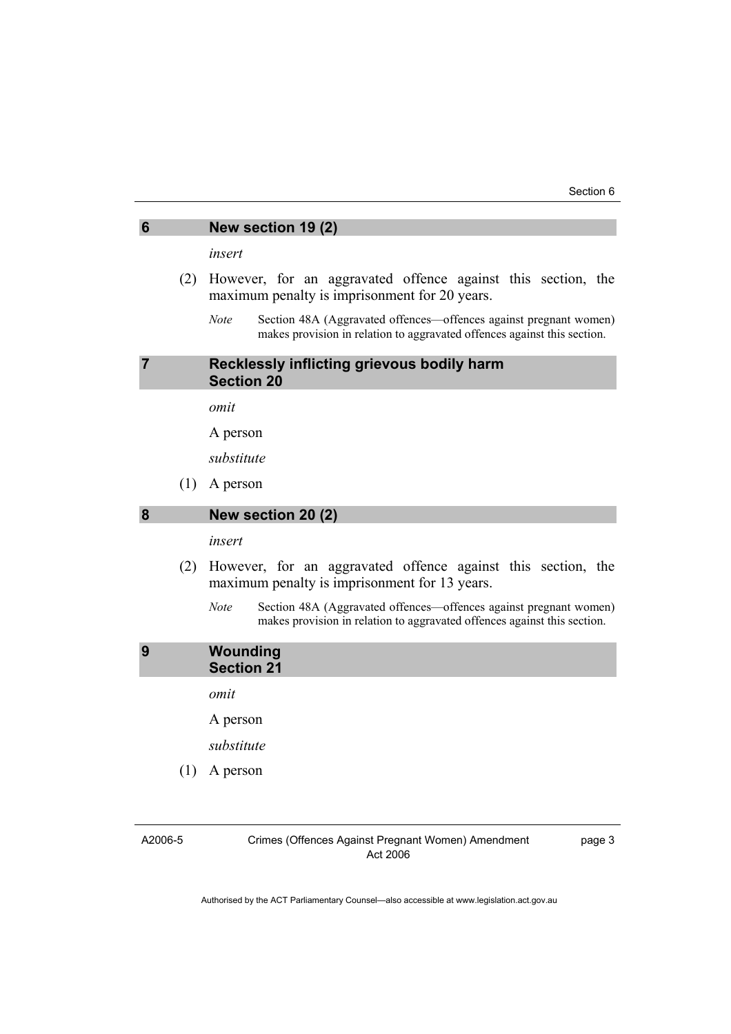## 6 New section 19 (2)

*insert*

(2) However, for an aggravated offence against this section, the maximum penalty is imprisonment for 20 years.

*Note* Section 48A (Aggravated offences—offences against pregnant women) makes provision in relation to aggravated offences against this section.

## 7 Recklessly inflicting grievous bodily harm Section 20

*omit*

A person

*substitute*

(1) A person

## 8 New section 20 (2)

*insert*

(2) However, for an aggravated offence against this section, the maximum penalty is imprisonment for 13 years.

*Note* Section 48A (Aggravated offences—offences against pregnant women) makes provision in relation to aggravated offences against this section.

## 9 Wounding Section 21

*omit*

A person

*substitute*

(1) A person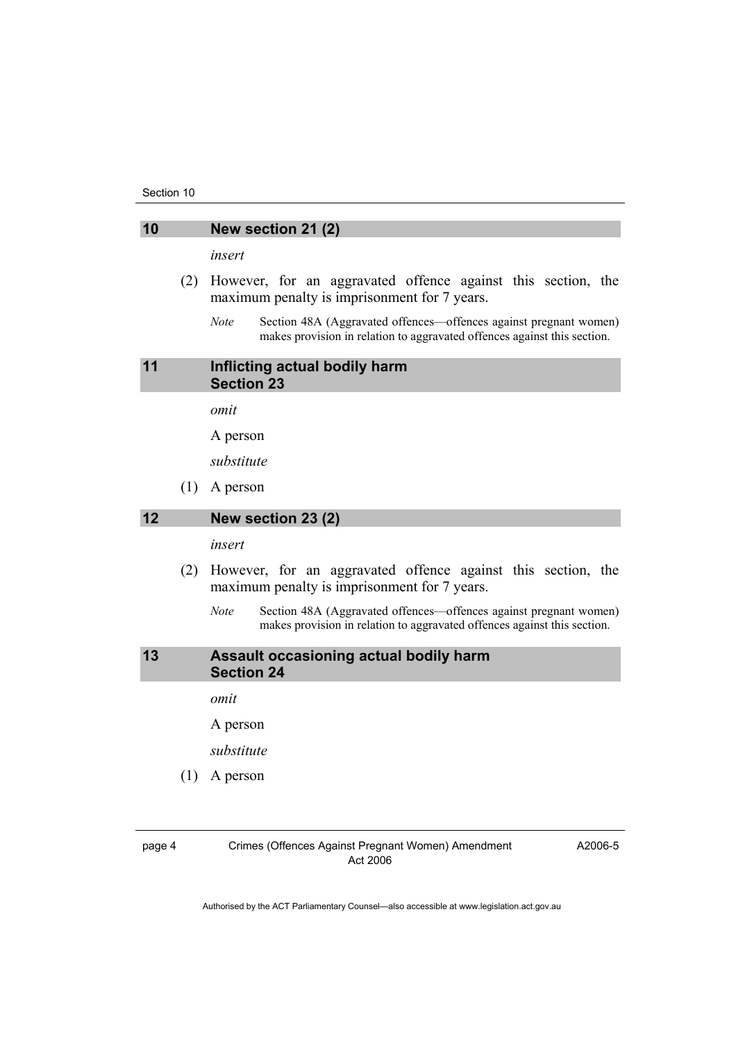## 10 New section 21 (2)

*insert*

(2) However, for an aggravated offence against this section, the maximum penalty is imprisonment for 7 years.

*Note* Section 48A (Aggravated offences—offences against pregnant women) makes provision in relation to aggravated offences against this section.

## 11 Inflicting actual bodily harm Section 23

*omit*

A person

*substitute*

(1) A person

## 12 New section 23 (2)

*insert*

(2) However, for an aggravated offence against this section, the maximum penalty is imprisonment for 7 years.

*Note* Section 48A (Aggravated offences—offences against pregnant women) makes provision in relation to aggravated offences against this section.

## 13 Assault occasioning actual bodily harm Section 24

*omit*

A person

*substitute*

(1) A person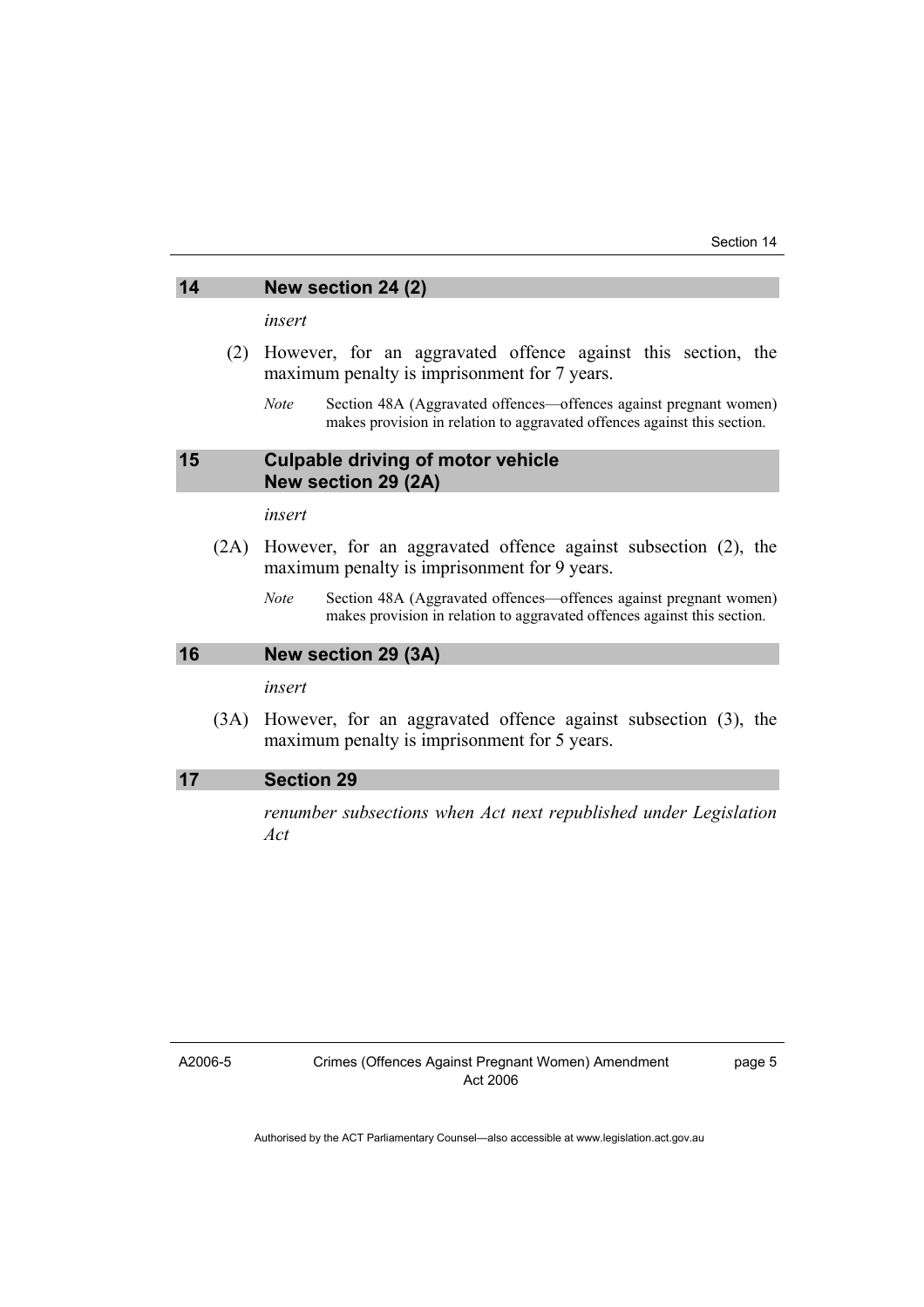## 14 New section 24 (2)

*insert*

(2) However, for an aggravated offence against this section, the maximum penalty is imprisonment for 7 years.

*Note* Section 48A (Aggravated offences—offences against pregnant women) makes provision in relation to aggravated offences against this section.

## 15 Culpable driving of motor vehicle New section 29 (2A)

*insert*

(2A) However, for an aggravated offence against subsection (2), the maximum penalty is imprisonment for 9 years.

*Note* Section 48A (Aggravated offences—offences against pregnant women) makes provision in relation to aggravated offences against this section.

## 16 New section 29 (3A)

*insert*

(3A) However, for an aggravated offence against subsection (3), the maximum penalty is imprisonment for 5 years.

## 17 Section 29

*renumber subsections when Act next republished under Legislation Act*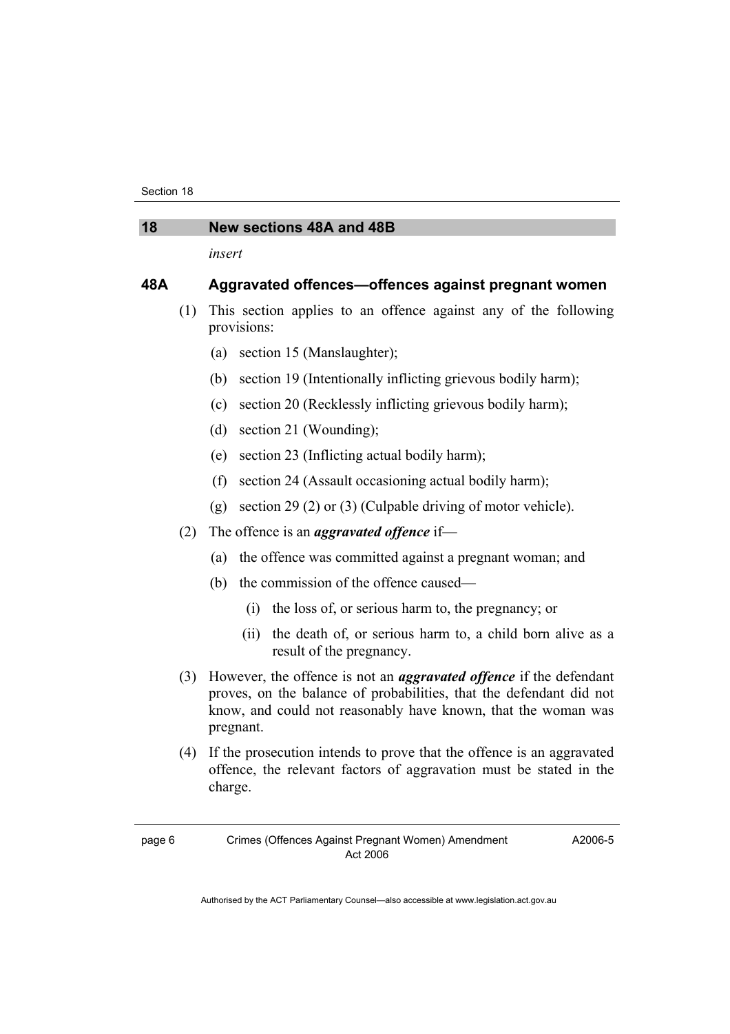## 18 New sections 48A and 48B

*insert*

### 48A Aggravated offences—offences against pregnant women

(1) This section applies to an offence against any of the following provisions:

(a) section 15 (Manslaughter);

(b) section 19 (Intentionally inflicting grievous bodily harm);

(c) section 20 (Recklessly inflicting grievous bodily harm);

(d) section 21 (Wounding);

(e) section 23 (Inflicting actual bodily harm);

(f) section 24 (Assault occasioning actual bodily harm);

(g) section 29 (2) or (3) (Culpable driving of motor vehicle).

(2) The offence is an ***aggravated offence*** if—

(a) the offence was committed against a pregnant woman; and

(b) the commission of the offence caused—

(i) the loss of, or serious harm to, the pregnancy; or

(ii) the death of, or serious harm to, a child born alive as a result of the pregnancy.

(3) However, the offence is not an ***aggravated offence*** if the defendant proves, on the balance of probabilities, that the defendant did not know, and could not reasonably have known, that the woman was pregnant.

(4) If the prosecution intends to prove that the offence is an aggravated offence, the relevant factors of aggravation must be stated in the charge.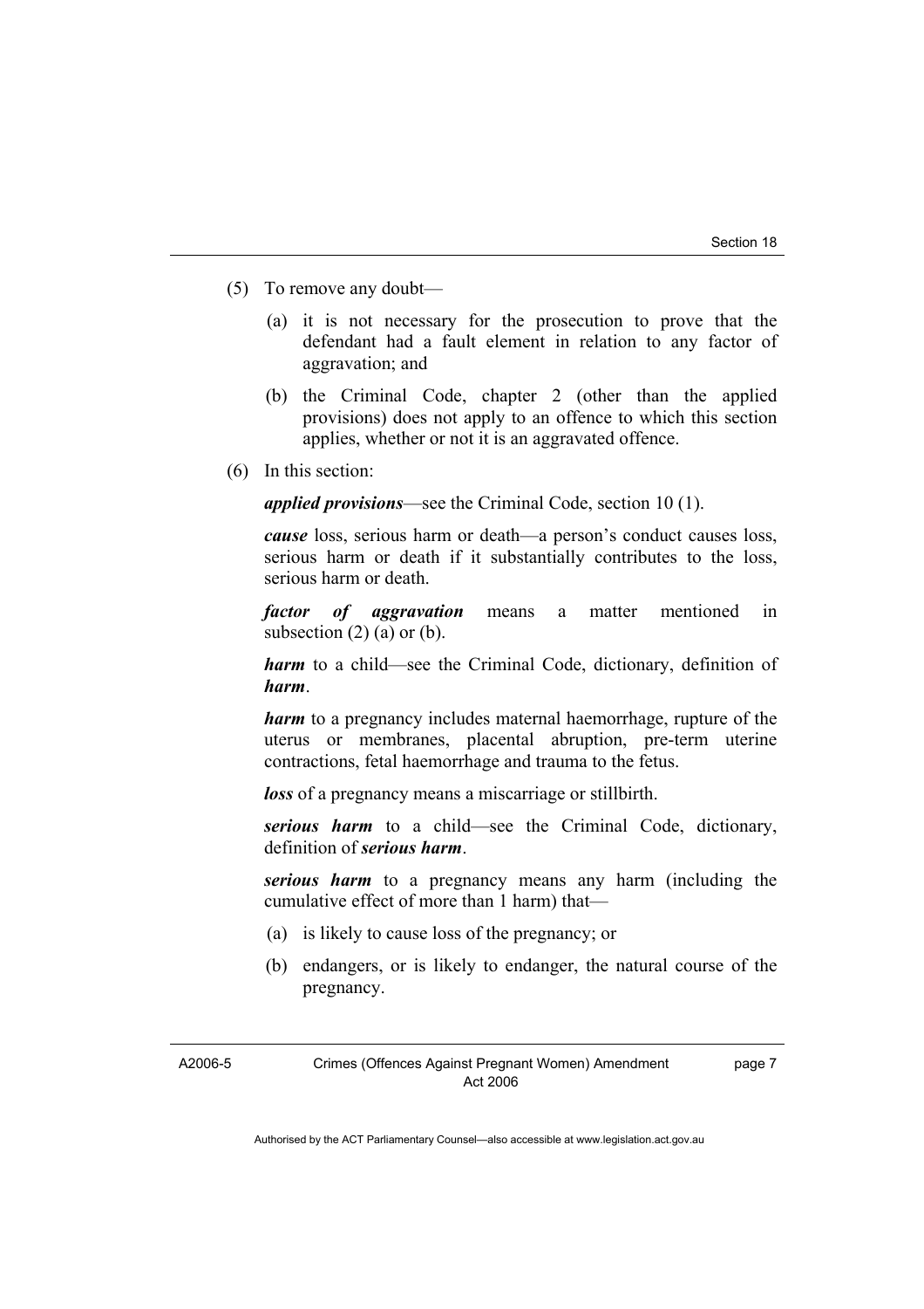(5) To remove any doubt—

(a) it is not necessary for the prosecution to prove that the defendant had a fault element in relation to any factor of aggravation; and

(b) the Criminal Code, chapter 2 (other than the applied provisions) does not apply to an offence to which this section applies, whether or not it is an aggravated offence.

(6) In this section:

***applied provisions***—see the Criminal Code, section 10 (1).

***cause*** loss, serious harm or death—a person's conduct causes loss, serious harm or death if it substantially contributes to the loss, serious harm or death.

***factor of aggravation*** means a matter mentioned in subsection (2) (a) or (b).

***harm*** to a child—see the Criminal Code, dictionary, definition of ***harm***.

***harm*** to a pregnancy includes maternal haemorrhage, rupture of the uterus or membranes, placental abruption, pre-term uterine contractions, fetal haemorrhage and trauma to the fetus.

***loss*** of a pregnancy means a miscarriage or stillbirth.

***serious harm*** to a child—see the Criminal Code, dictionary, definition of ***serious harm***.

***serious harm*** to a pregnancy means any harm (including the cumulative effect of more than 1 harm) that—

(a) is likely to cause loss of the pregnancy; or

(b) endangers, or is likely to endanger, the natural course of the pregnancy.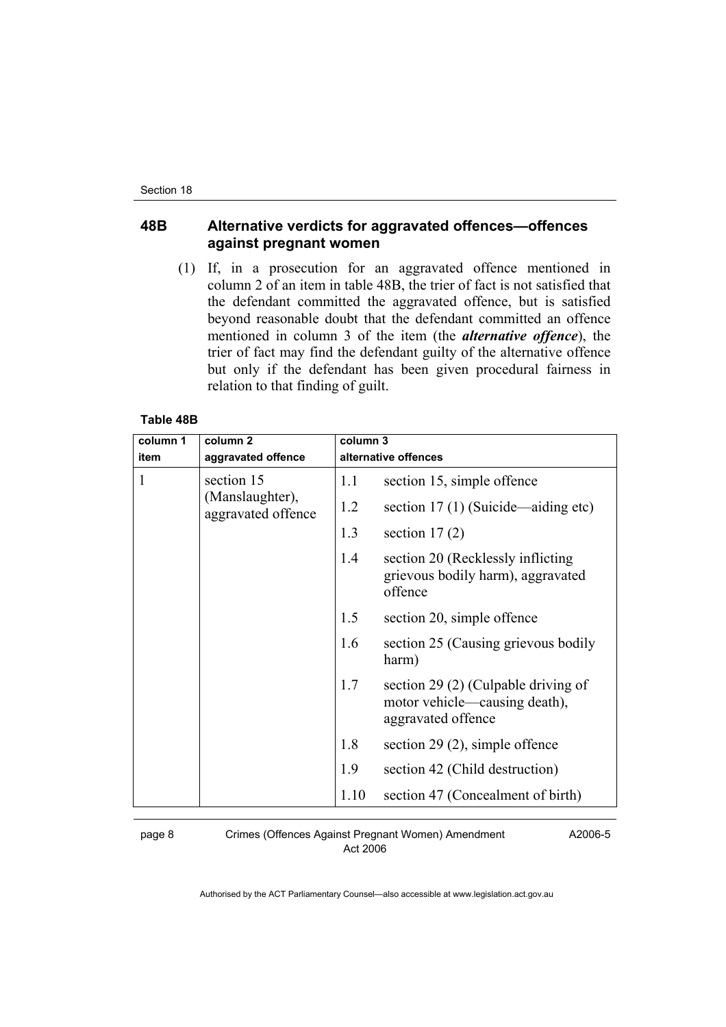## 48B Alternative verdicts for aggravated offences—offences against pregnant women

(1) If, in a prosecution for an aggravated offence mentioned in column 2 of an item in table 48B, the trier of fact is not satisfied that the defendant committed the aggravated offence, but is satisfied beyond reasonable doubt that the defendant committed an offence mentioned in column 3 of the item (the ***alternative offence***), the trier of fact may find the defendant guilty of the alternative offence but only if the defendant has been given procedural fairness in relation to that finding of guilt.

**Table 48B**

| column 1 item | column 2 aggravated offence | column 3 alternative offences | |
|---|---|---|---|
| 1 | section 15 (Manslaughter), aggravated offence | 1.1 | section 15, simple offence |
| | | 1.2 | section 17 (1) (Suicide—aiding etc) |
| | | 1.3 | section 17 (2) |
| | | 1.4 | section 20 (Recklessly inflicting grievous bodily harm), aggravated offence |
| | | 1.5 | section 20, simple offence |
| | | 1.6 | section 25 (Causing grievous bodily harm) |
| | | 1.7 | section 29 (2) (Culpable driving of motor vehicle—causing death), aggravated offence |
| | | 1.8 | section 29 (2), simple offence |
| | | 1.9 | section 42 (Child destruction) |
| | | 1.10 | section 47 (Concealment of birth) |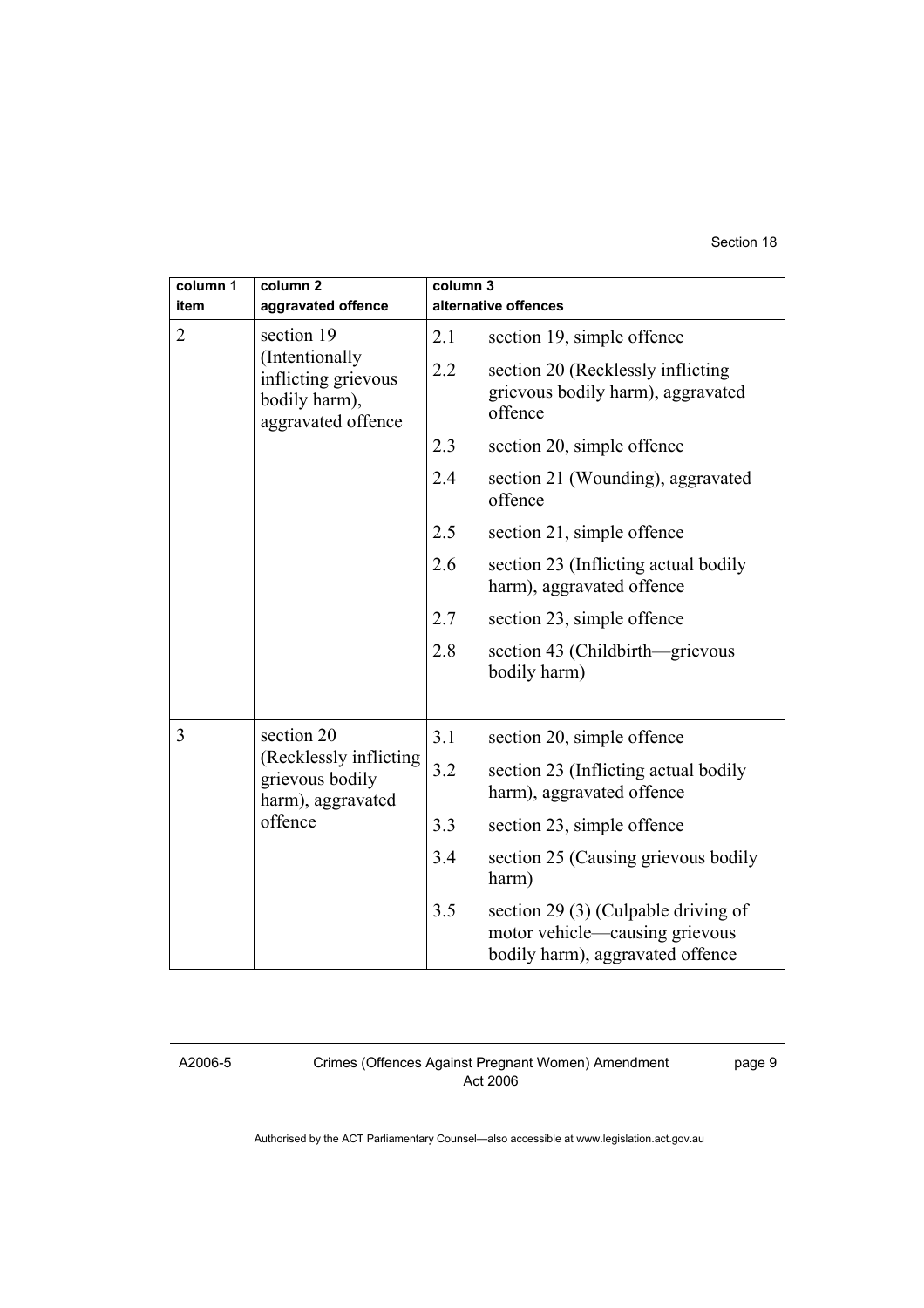| column 1 item | column 2 aggravated offence | column 3 alternative offences | |
|---|---|---|---|
| 2 | section 19 (Intentionally inflicting grievous bodily harm), aggravated offence | 2.1 | section 19, simple offence |
| | | 2.2 | section 20 (Recklessly inflicting grievous bodily harm), aggravated offence |
| | | 2.3 | section 20, simple offence |
| | | 2.4 | section 21 (Wounding), aggravated offence |
| | | 2.5 | section 21, simple offence |
| | | 2.6 | section 23 (Inflicting actual bodily harm), aggravated offence |
| | | 2.7 | section 23, simple offence |
| | | 2.8 | section 43 (Childbirth—grievous bodily harm) |
| 3 | section 20 (Recklessly inflicting grievous bodily harm), aggravated offence | 3.1 | section 20, simple offence |
| | | 3.2 | section 23 (Inflicting actual bodily harm), aggravated offence |
| | | 3.3 | section 23, simple offence |
| | | 3.4 | section 25 (Causing grievous bodily harm) |
| | | 3.5 | section 29 (3) (Culpable driving of motor vehicle—causing grievous bodily harm), aggravated offence |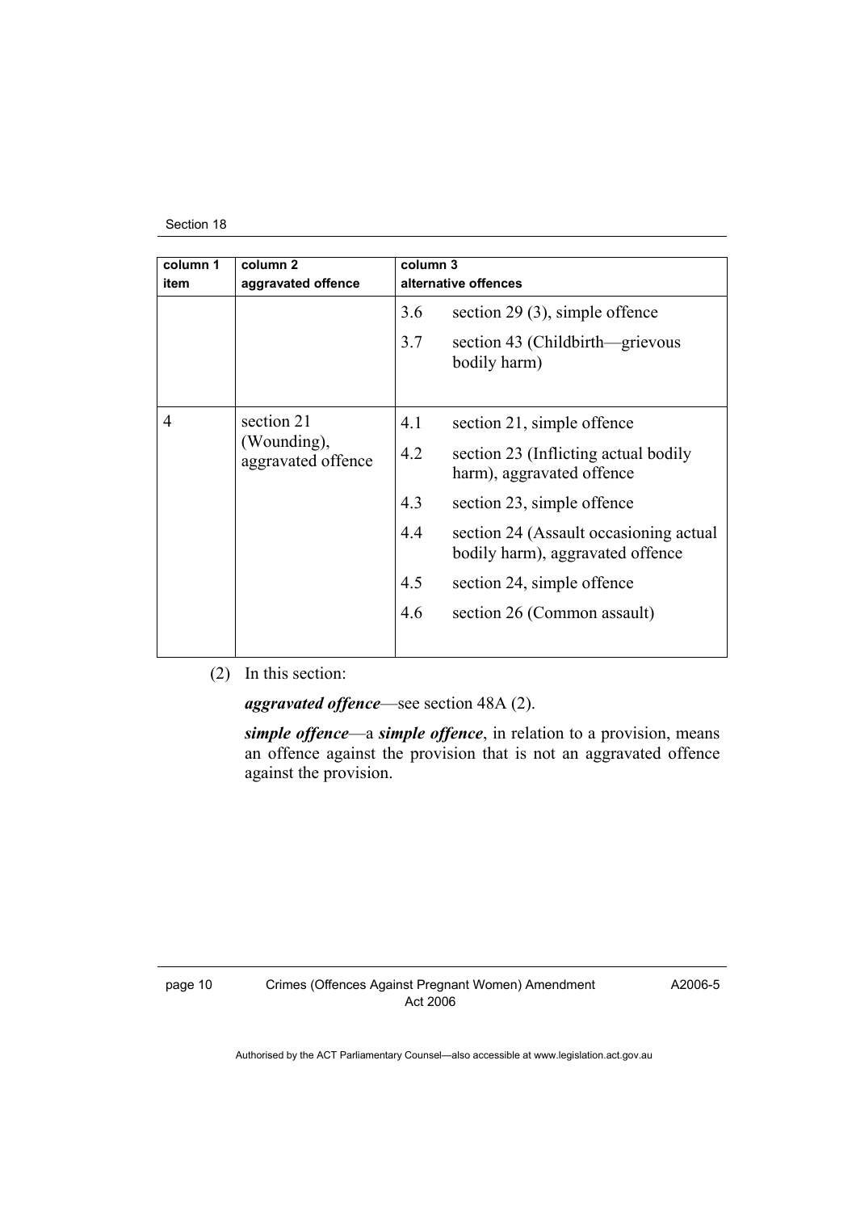| column 1 item | column 2 aggravated offence | column 3 alternative offences | |
|---|---|---|---|
| | | 3.6 | section 29 (3), simple offence |
| | | 3.7 | section 43 (Childbirth—grievous bodily harm) |
| 4 | section 21 (Wounding), aggravated offence | 4.1 | section 21, simple offence |
| | | 4.2 | section 23 (Inflicting actual bodily harm), aggravated offence |
| | | 4.3 | section 23, simple offence |
| | | 4.4 | section 24 (Assault occasioning actual bodily harm), aggravated offence |
| | | 4.5 | section 24, simple offence |
| | | 4.6 | section 26 (Common assault) |

(2) In this section:

***aggravated offence***—see section 48A (2).

***simple offence***—a ***simple offence***, in relation to a provision, means an offence against the provision that is not an aggravated offence against the provision.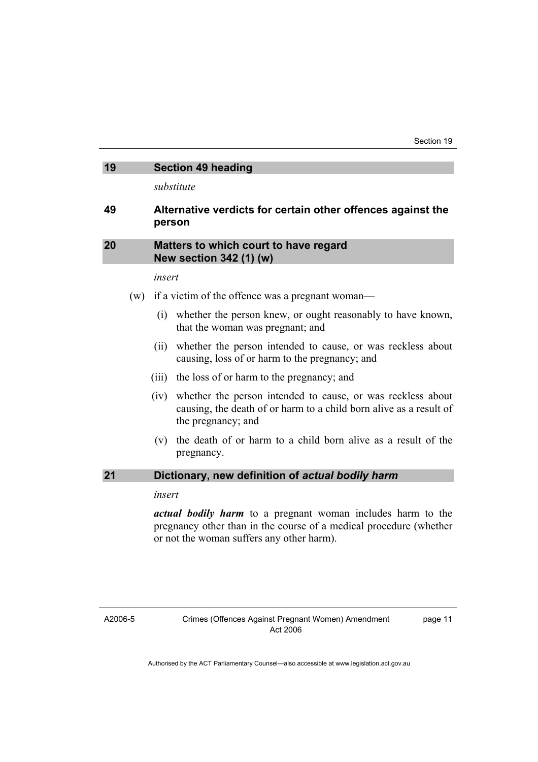## 19 Section 49 heading

*substitute*

### 49 Alternative verdicts for certain other offences against the person

## 20 Matters to which court to have regard New section 342 (1) (w)

*insert*

(w) if a victim of the offence was a pregnant woman—

(i) whether the person knew, or ought reasonably to have known, that the woman was pregnant; and

(ii) whether the person intended to cause, or was reckless about causing, loss of or harm to the pregnancy; and

(iii) the loss of or harm to the pregnancy; and

(iv) whether the person intended to cause, or was reckless about causing, the death of or harm to a child born alive as a result of the pregnancy; and

(v) the death of or harm to a child born alive as a result of the pregnancy.

## 21 Dictionary, new definition of *actual bodily harm*

*insert*

***actual bodily harm*** to a pregnant woman includes harm to the pregnancy other than in the course of a medical procedure (whether or not the woman suffers any other harm).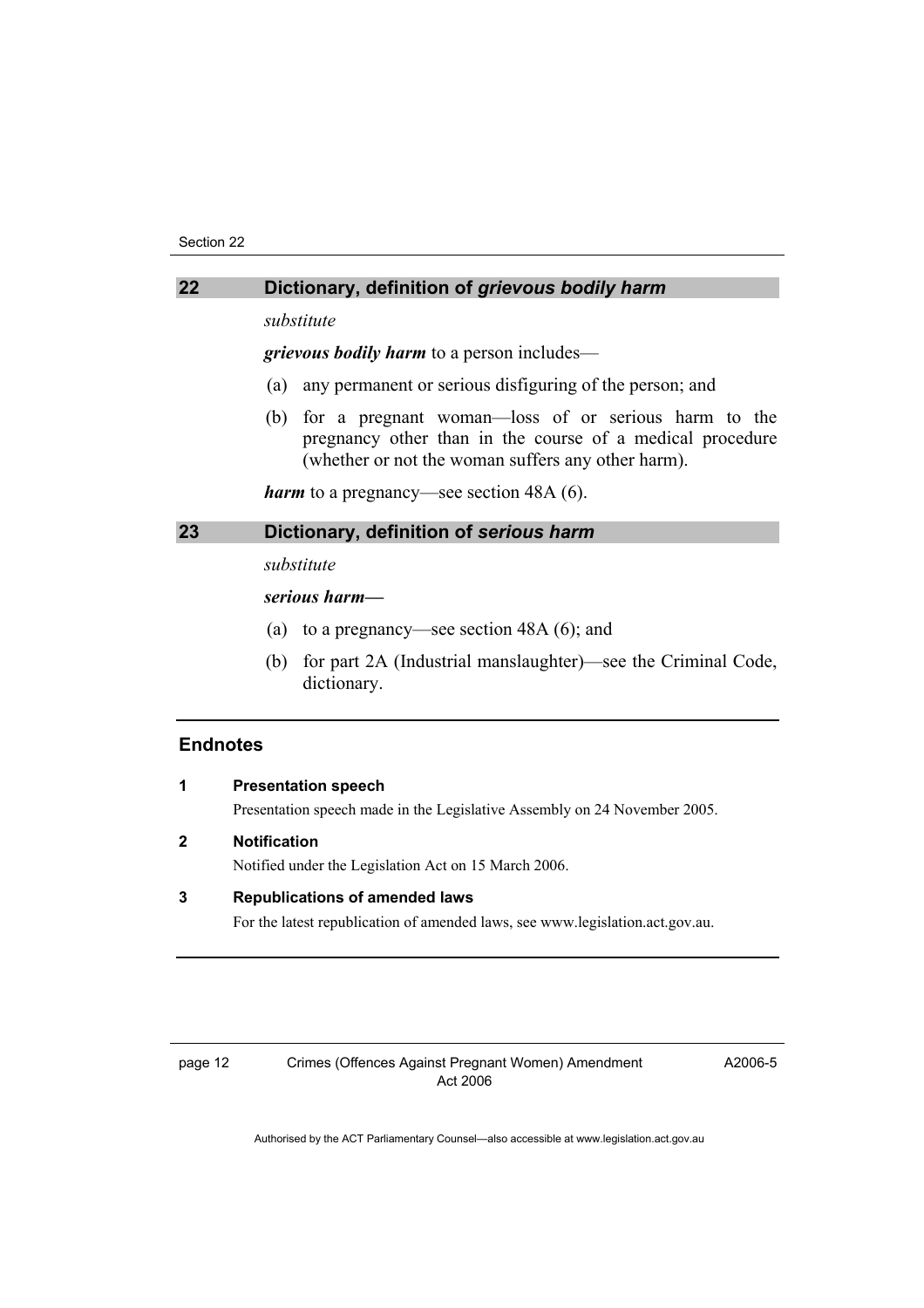## 22 Dictionary, definition of *grievous bodily harm*

*substitute*

***grievous bodily harm*** to a person includes—

(a) any permanent or serious disfiguring of the person; and

(b) for a pregnant woman—loss of or serious harm to the pregnancy other than in the course of a medical procedure (whether or not the woman suffers any other harm).

***harm*** to a pregnancy—see section 48A (6).

## 23 Dictionary, definition of *serious harm*

*substitute*

***serious harm—***

(a) to a pregnancy—see section 48A (6); and

(b) for part 2A (Industrial manslaughter)—see the Criminal Code, dictionary.

## Endnotes

### 1 Presentation speech

Presentation speech made in the Legislative Assembly on 24 November 2005.

### 2 Notification

Notified under the Legislation Act on 15 March 2006.

### 3 Republications of amended laws

For the latest republication of amended laws, see www.legislation.act.gov.au.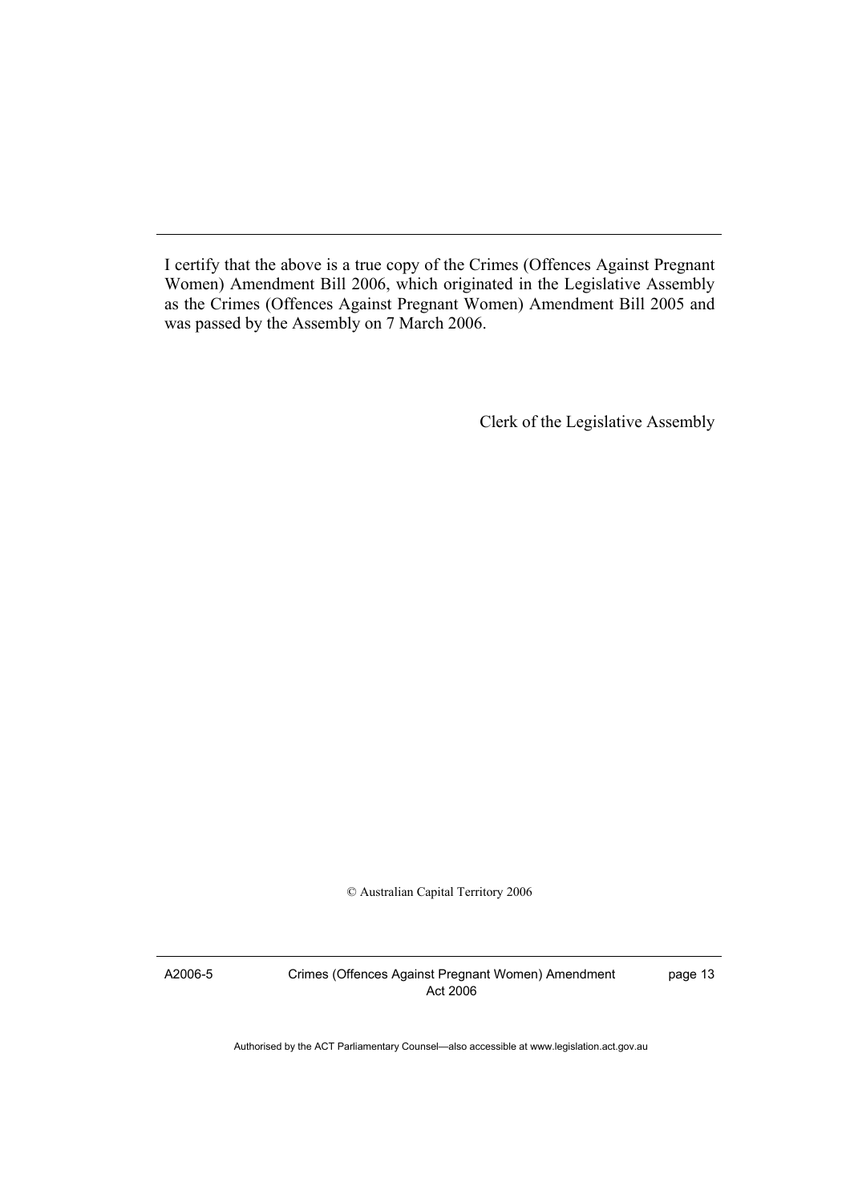---

I certify that the above is a true copy of the Crimes (Offences Against Pregnant Women) Amendment Bill 2006, which originated in the Legislative Assembly as the Crimes (Offences Against Pregnant Women) Amendment Bill 2005 and was passed by the Assembly on 7 March 2006.

Clerk of the Legislative Assembly

© Australian Capital Territory 2006